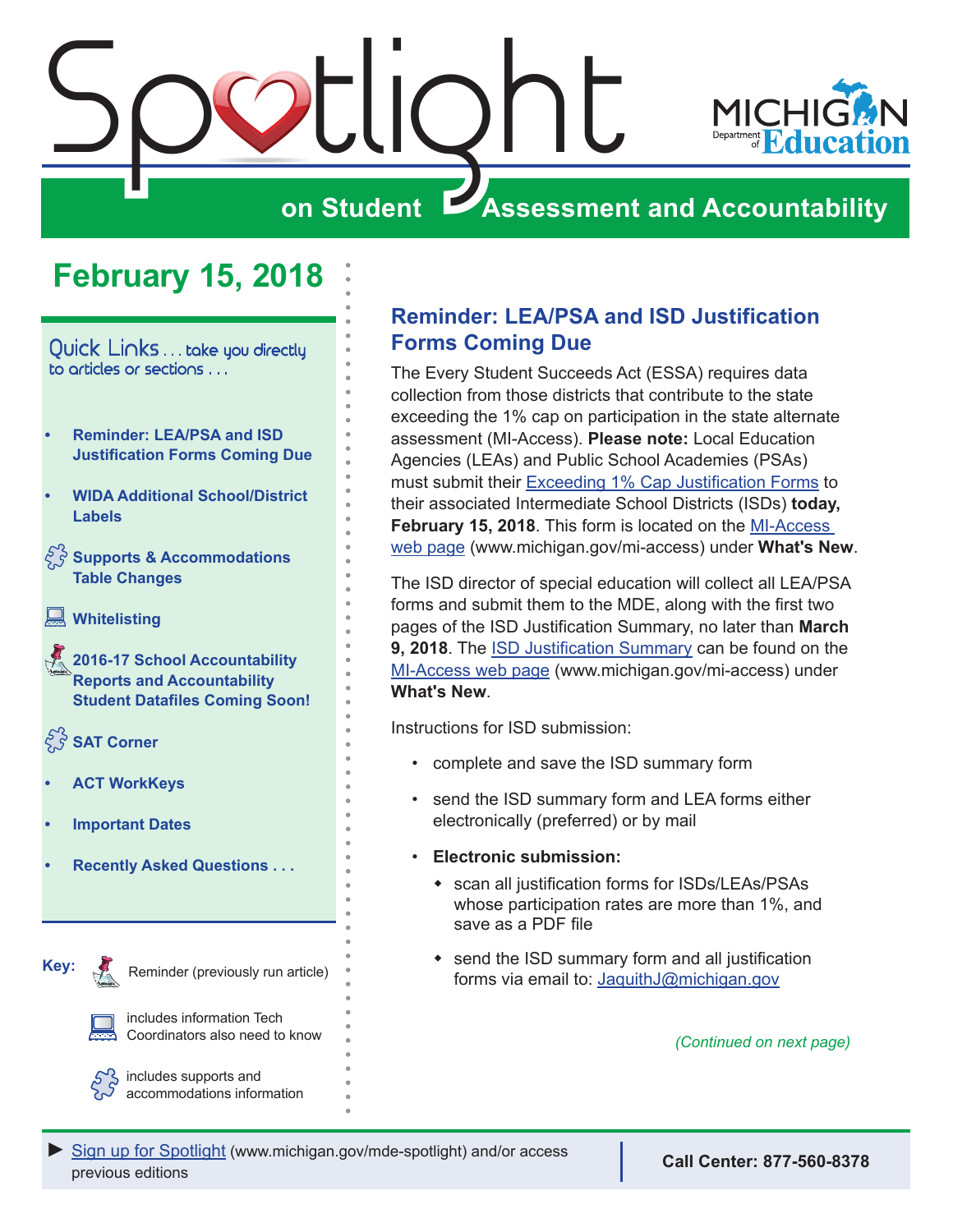# Spotlight on Student Assessment and Accountability

## February 15, 2018

**Quick Links** . . . take you directly to articles or sections . . .

- Reminder: LEA/PSA and ISD Justification Forms Coming Due
- WIDA Additional School/District Labels
- Supports & Accommodations Table Changes
- Whitelisting
- 2016-17 School Accountability Reports and Accountability Student Datafiles Coming Soon!
- SAT Corner
- ACT WorkKeys
- Important Dates
- Recently Asked Questions . . .

**Key:**

- Reminder (previously run article)
- includes information Tech Coordinators also need to know
- includes supports and accommodations information

## Reminder: LEA/PSA and ISD Justification Forms Coming Due

The Every Student Succeeds Act (ESSA) requires data collection from those districts that contribute to the state exceeding the 1% cap on participation in the state alternate assessment (MI-Access). **Please note:** Local Education Agencies (LEAs) and Public School Academies (PSAs) must submit their Exceeding 1% Cap Justification Forms to their associated Intermediate School Districts (ISDs) **today, February 15, 2018**. This form is located on the MI-Access web page (www.michigan.gov/mi-access) under **What's New**.

The ISD director of special education will collect all LEA/PSA forms and submit them to the MDE, along with the first two pages of the ISD Justification Summary, no later than **March 9, 2018**. The ISD Justification Summary can be found on the MI-Access web page (www.michigan.gov/mi-access) under **What's New**.

Instructions for ISD submission:

- complete and save the ISD summary form
- send the ISD summary form and LEA forms either electronically (preferred) or by mail
- **Electronic submission:**
  - scan all justification forms for ISDs/LEAs/PSAs whose participation rates are more than 1%, and save as a PDF file
  - send the ISD summary form and all justification forms via email to: JaquithJ@michigan.gov

*(Continued on next page)*

Sign up for Spotlight (www.michigan.gov/mde-spotlight) and/or access previous editions

**Call Center: 877-560-8378**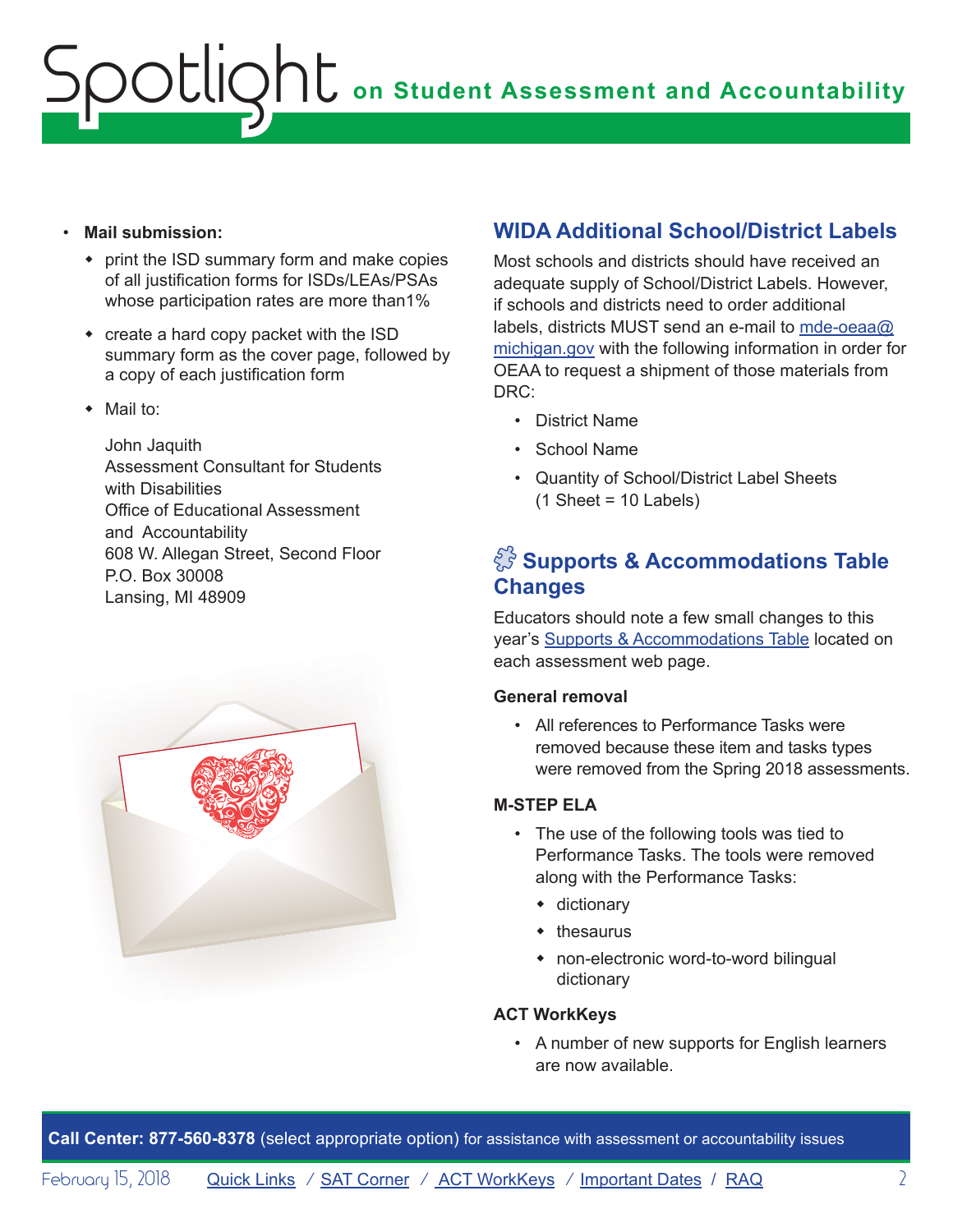- **Mail submission:**
  - print the ISD summary form and make copies of all justification forms for ISDs/LEAs/PSAs whose participation rates are more than1%
  - create a hard copy packet with the ISD summary form as the cover page, followed by a copy of each justification form
  - Mail to:

    John Jaquith
    Assessment Consultant for Students with Disabilities
    Office of Educational Assessment and Accountability
    608 W. Allegan Street, Second Floor
    P.O. Box 30008
    Lansing, MI 48909

## WIDA Additional School/District Labels

Most schools and districts should have received an adequate supply of School/District Labels. However, if schools and districts need to order additional labels, districts MUST send an e-mail to mde-oeaa@michigan.gov with the following information in order for OEAA to request a shipment of those materials from DRC:

- District Name
- School Name
- Quantity of School/District Label Sheets (1 Sheet = 10 Labels)

## Supports & Accommodations Table Changes

Educators should note a few small changes to this year's Supports & Accommodations Table located on each assessment web page.

**General removal**

- All references to Performance Tasks were removed because these item and tasks types were removed from the Spring 2018 assessments.

**M-STEP ELA**

- The use of the following tools was tied to Performance Tasks. The tools were removed along with the Performance Tasks:
  - dictionary
  - thesaurus
  - non-electronic word-to-word bilingual dictionary

**ACT WorkKeys**

- A number of new supports for English learners are now available.

**Call Center: 877-560-8378** (select appropriate option) for assistance with assessment or accountability issues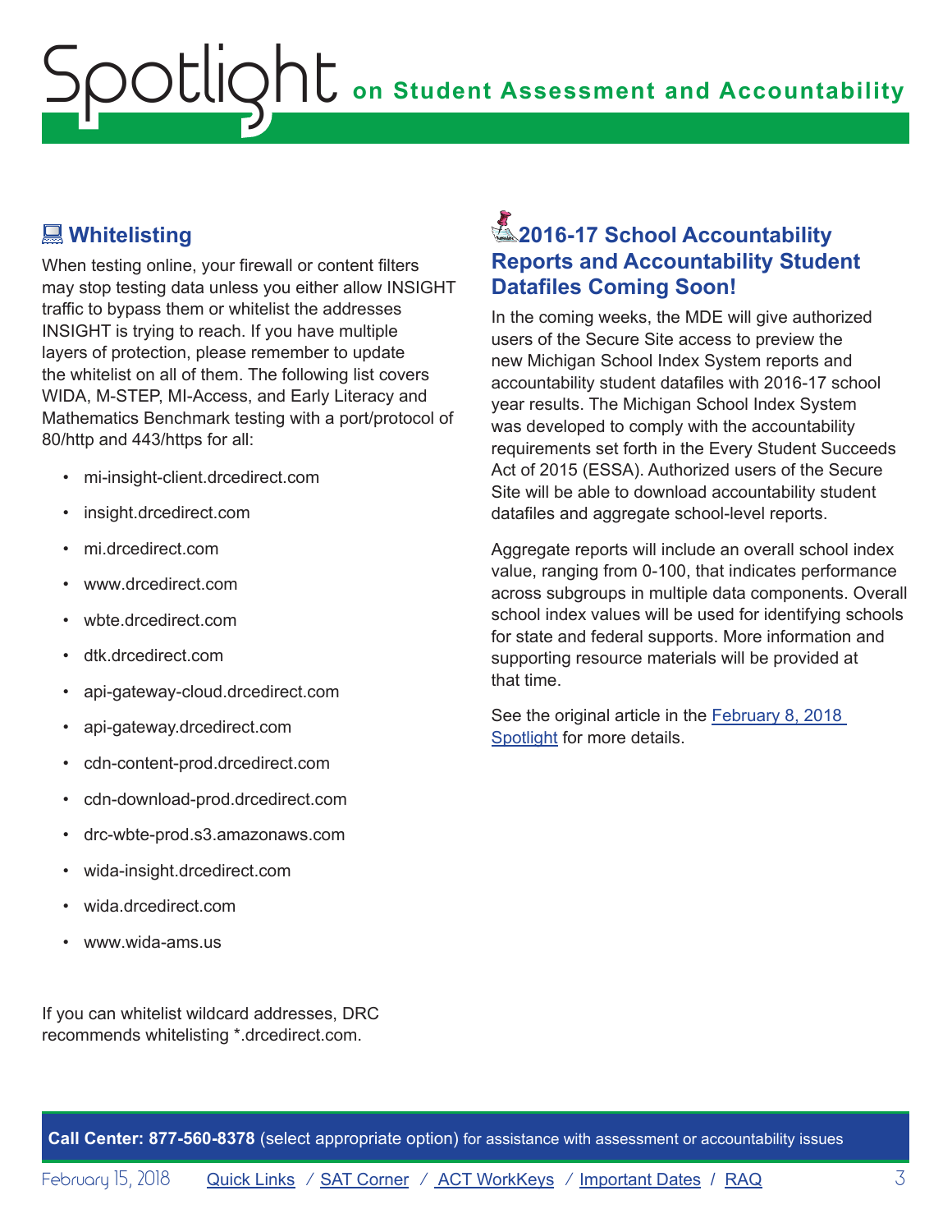## Whitelisting

When testing online, your firewall or content filters may stop testing data unless you either allow INSIGHT traffic to bypass them or whitelist the addresses INSIGHT is trying to reach. If you have multiple layers of protection, please remember to update the whitelist on all of them. The following list covers WIDA, M-STEP, MI-Access, and Early Literacy and Mathematics Benchmark testing with a port/protocol of 80/http and 443/https for all:

- mi-insight-client.drcedirect.com
- insight.drcedirect.com
- mi.drcedirect.com
- www.drcedirect.com
- wbte.drcedirect.com
- dtk.drcedirect.com
- api-gateway-cloud.drcedirect.com
- api-gateway.drcedirect.com
- cdn-content-prod.drcedirect.com
- cdn-download-prod.drcedirect.com
- drc-wbte-prod.s3.amazonaws.com
- wida-insight.drcedirect.com
- wida.drcedirect.com
- www.wida-ams.us

If you can whitelist wildcard addresses, DRC recommends whitelisting *.drcedirect.com.

## 2016-17 School Accountability Reports and Accountability Student Datafiles Coming Soon!

In the coming weeks, the MDE will give authorized users of the Secure Site access to preview the new Michigan School Index System reports and accountability student datafiles with 2016-17 school year results. The Michigan School Index System was developed to comply with the accountability requirements set forth in the Every Student Succeeds Act of 2015 (ESSA). Authorized users of the Secure Site will be able to download accountability student datafiles and aggregate school-level reports.

Aggregate reports will include an overall school index value, ranging from 0-100, that indicates performance across subgroups in multiple data components. Overall school index values will be used for identifying schools for state and federal supports. More information and supporting resource materials will be provided at that time.

See the original article in the February 8, 2018 Spotlight for more details.

**Call Center: 877-560-8378** (select appropriate option) for assistance with assessment or accountability issues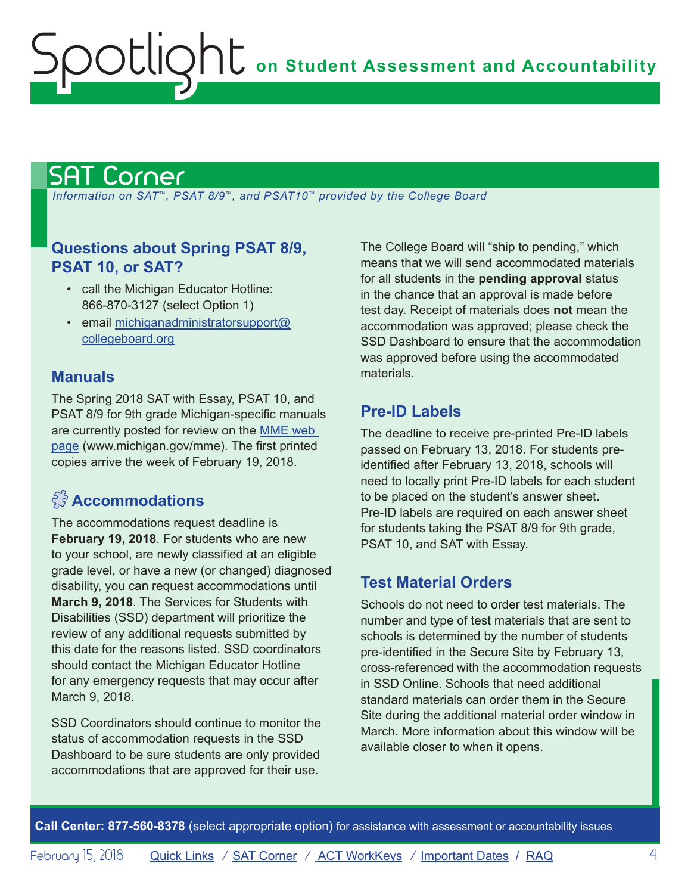## SAT Corner

*Information on SAT™, PSAT 8/9™, and PSAT10™ provided by the College Board*

### Questions about Spring PSAT 8/9, PSAT 10, or SAT?

- call the Michigan Educator Hotline: 866-870-3127 (select Option 1)
- email michiganadministratorsupport@collegeboard.org

### Manuals

The Spring 2018 SAT with Essay, PSAT 10, and PSAT 8/9 for 9th grade Michigan-specific manuals are currently posted for review on the MME web page (www.michigan.gov/mme). The first printed copies arrive the week of February 19, 2018.

### Accommodations

The accommodations request deadline is **February 19, 2018**. For students who are new to your school, are newly classified at an eligible grade level, or have a new (or changed) diagnosed disability, you can request accommodations until **March 9, 2018**. The Services for Students with Disabilities (SSD) department will prioritize the review of any additional requests submitted by this date for the reasons listed. SSD coordinators should contact the Michigan Educator Hotline for any emergency requests that may occur after March 9, 2018.

SSD Coordinators should continue to monitor the status of accommodation requests in the SSD Dashboard to be sure students are only provided accommodations that are approved for their use.

The College Board will "ship to pending," which means that we will send accommodated materials for all students in the **pending approval** status in the chance that an approval is made before test day. Receipt of materials does **not** mean the accommodation was approved; please check the SSD Dashboard to ensure that the accommodation was approved before using the accommodated materials.

### Pre-ID Labels

The deadline to receive pre-printed Pre-ID labels passed on February 13, 2018. For students pre-identified after February 13, 2018, schools will need to locally print Pre-ID labels for each student to be placed on the student's answer sheet. Pre-ID labels are required on each answer sheet for students taking the PSAT 8/9 for 9th grade, PSAT 10, and SAT with Essay.

### Test Material Orders

Schools do not need to order test materials. The number and type of test materials that are sent to schools is determined by the number of students pre-identified in the Secure Site by February 13, cross-referenced with the accommodation requests in SSD Online. Schools that need additional standard materials can order them in the Secure Site during the additional material order window in March. More information about this window will be available closer to when it opens.

**Call Center: 877-560-8378** (select appropriate option) for assistance with assessment or accountability issues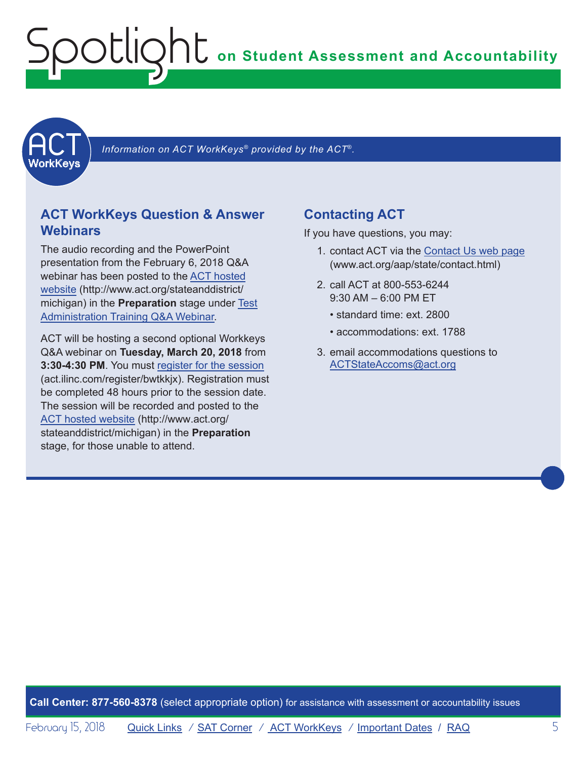*Information on ACT WorkKeys® provided by the ACT®.*

## ACT WorkKeys Question & Answer Webinars

The audio recording and the PowerPoint presentation from the February 6, 2018 Q&A webinar has been posted to the ACT hosted website (http://www.act.org/stateanddistrict/michigan) in the **Preparation** stage under Test Administration Training Q&A Webinar.

ACT will be hosting a second optional Workkeys Q&A webinar on **Tuesday, March 20, 2018** from **3:30-4:30 PM**. You must register for the session (act.ilinc.com/register/bwtkkjx). Registration must be completed 48 hours prior to the session date. The session will be recorded and posted to the ACT hosted website (http://www.act.org/stateanddistrict/michigan) in the **Preparation** stage, for those unable to attend.

## Contacting ACT

If you have questions, you may:

1. contact ACT via the Contact Us web page (www.act.org/aap/state/contact.html)
2. call ACT at 800-553-6244
   9:30 AM – 6:00 PM ET
   - standard time: ext. 2800
   - accommodations: ext. 1788
3. email accommodations questions to ACTStateAccoms@act.org

**Call Center: 877-560-8378** (select appropriate option) for assistance with assessment or accountability issues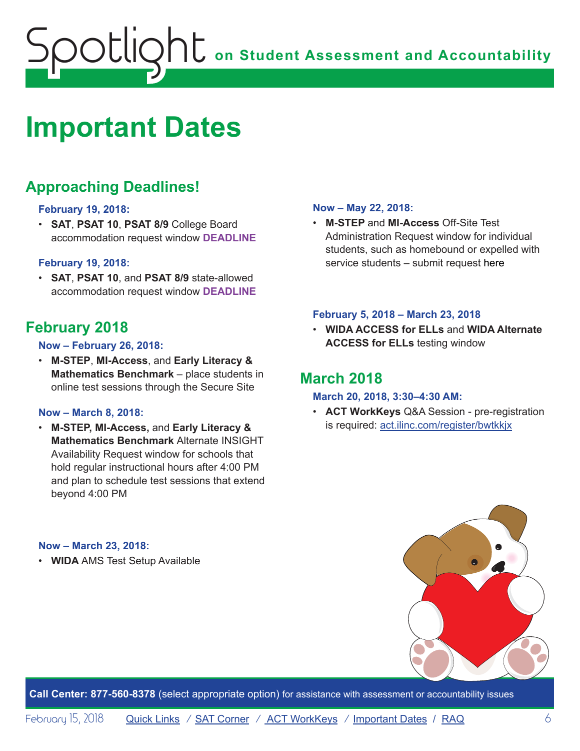# Important Dates

## Approaching Deadlines!

**February 19, 2018:**

- **SAT**, **PSAT 10**, **PSAT 8/9** College Board accommodation request window **DEADLINE**

**February 19, 2018:**

- **SAT**, **PSAT 10**, and **PSAT 8/9** state-allowed accommodation request window **DEADLINE**

**Now – May 22, 2018:**

- **M-STEP** and **MI-Access** Off-Site Test Administration Request window for individual students, such as homebound or expelled with service students – submit request here

## February 2018

**Now – February 26, 2018:**

- **M-STEP**, **MI-Access**, and **Early Literacy & Mathematics Benchmark** – place students in online test sessions through the Secure Site

**Now – March 8, 2018:**

- **M-STEP, MI-Access,** and **Early Literacy & Mathematics Benchmark** Alternate INSIGHT Availability Request window for schools that hold regular instructional hours after 4:00 PM and plan to schedule test sessions that extend beyond 4:00 PM

**Now – March 23, 2018:**

- **WIDA** AMS Test Setup Available

**February 5, 2018 – March 23, 2018**

- **WIDA ACCESS for ELLs** and **WIDA Alternate ACCESS for ELLs** testing window

## March 2018

**March 20, 2018, 3:30–4:30 AM:**

- **ACT WorkKeys** Q&A Session - pre-registration is required: act.ilinc.com/register/bwtkkjx

**Call Center: 877-560-8378** (select appropriate option) for assistance with assessment or accountability issues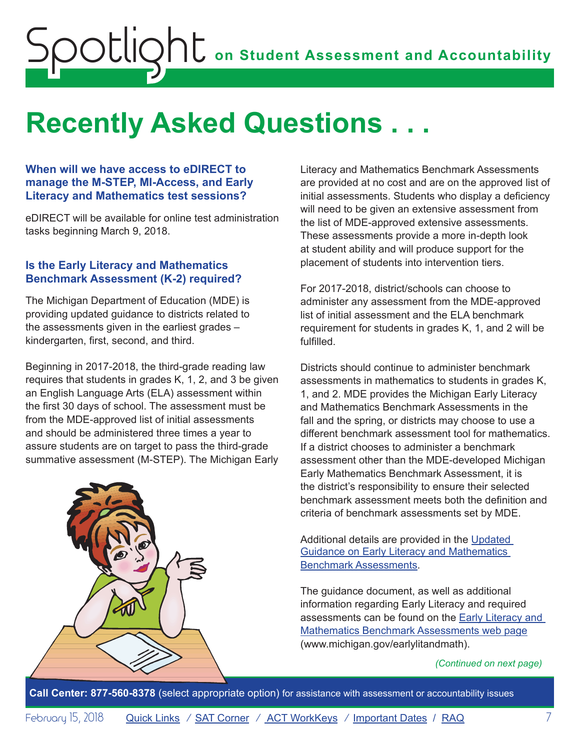# Recently Asked Questions . . .

### When will we have access to eDIRECT to manage the M-STEP, MI-Access, and Early Literacy and Mathematics test sessions?

eDIRECT will be available for online test administration tasks beginning March 9, 2018.

### Is the Early Literacy and Mathematics Benchmark Assessment (K-2) required?

The Michigan Department of Education (MDE) is providing updated guidance to districts related to the assessments given in the earliest grades – kindergarten, first, second, and third.

Beginning in 2017-2018, the third-grade reading law requires that students in grades K, 1, 2, and 3 be given an English Language Arts (ELA) assessment within the first 30 days of school. The assessment must be from the MDE-approved list of initial assessments and should be administered three times a year to assure students are on target to pass the third-grade summative assessment (M-STEP). The Michigan Early Literacy and Mathematics Benchmark Assessments are provided at no cost and are on the approved list of initial assessments. Students who display a deficiency will need to be given an extensive assessment from the list of MDE-approved extensive assessments. These assessments provide a more in-depth look at student ability and will produce support for the placement of students into intervention tiers.

For 2017-2018, district/schools can choose to administer any assessment from the MDE-approved list of initial assessment and the ELA benchmark requirement for students in grades K, 1, and 2 will be fulfilled.

Districts should continue to administer benchmark assessments in mathematics to students in grades K, 1, and 2. MDE provides the Michigan Early Literacy and Mathematics Benchmark Assessments in the fall and the spring, or districts may choose to use a different benchmark assessment tool for mathematics. If a district chooses to administer a benchmark assessment other than the MDE-developed Michigan Early Mathematics Benchmark Assessment, it is the district's responsibility to ensure their selected benchmark assessment meets both the definition and criteria of benchmark assessments set by MDE.

Additional details are provided in the Updated Guidance on Early Literacy and Mathematics Benchmark Assessments.

The guidance document, as well as additional information regarding Early Literacy and required assessments can be found on the Early Literacy and Mathematics Benchmark Assessments web page (www.michigan.gov/earlylitandmath).

*(Continued on next page)*

**Call Center: 877-560-8378** (select appropriate option) for assistance with assessment or accountability issues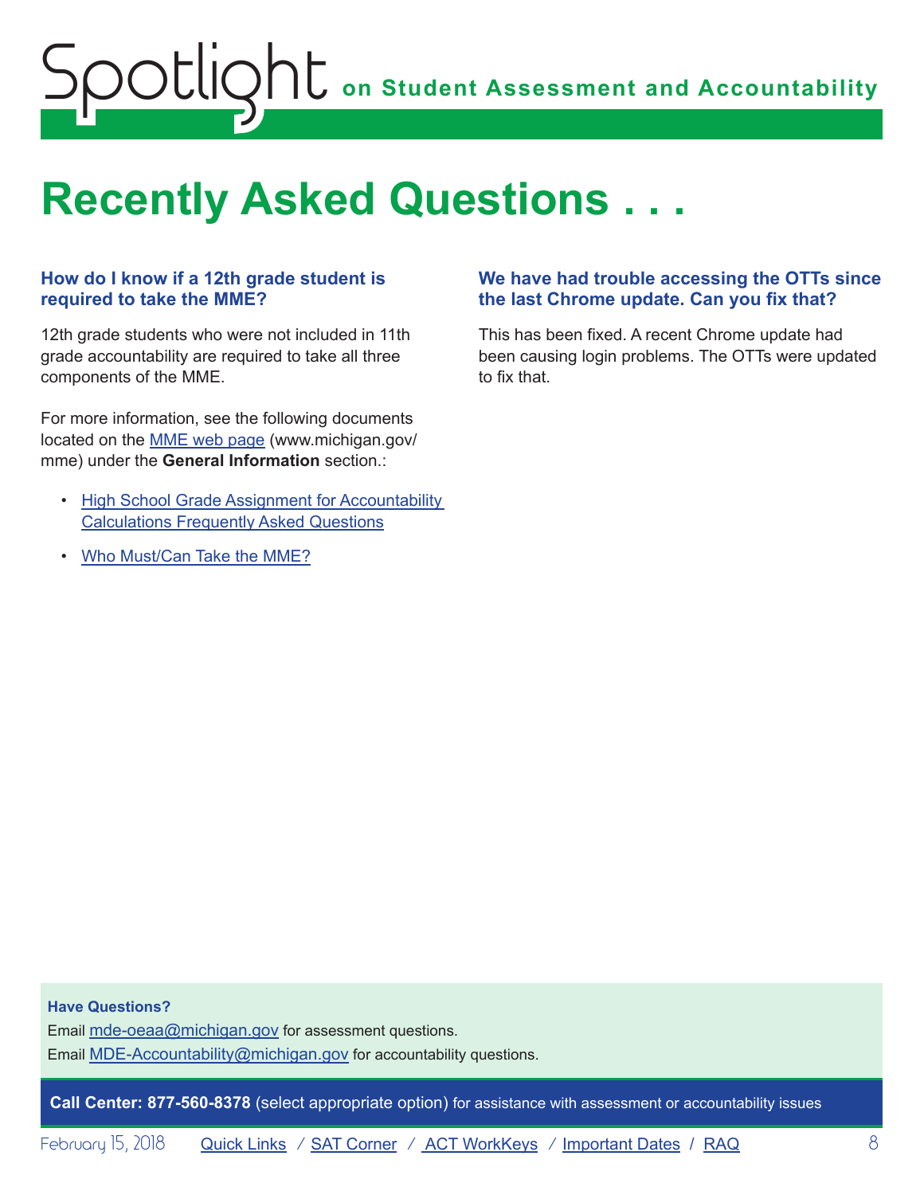# Recently Asked Questions . . .

### How do I know if a 12th grade student is required to take the MME?

12th grade students who were not included in 11th grade accountability are required to take all three components of the MME.

For more information, see the following documents located on the [MME web page](www.michigan.gov/mme) (www.michigan.gov/mme) under the **General Information** section.:

- [High School Grade Assignment for Accountability Calculations Frequently Asked Questions]()
- [Who Must/Can Take the MME?]()

### We have had trouble accessing the OTTs since the last Chrome update. Can you fix that?

This has been fixed. A recent Chrome update had been causing login problems. The OTTs were updated to fix that.

**Have Questions?**

Email [mde-oeaa@michigan.gov](mailto:mde-oeaa@michigan.gov) for assessment questions.

Email [MDE-Accountability@michigan.gov](mailto:MDE-Accountability@michigan.gov) for accountability questions.

**Call Center: 877-560-8378** (select appropriate option) for assistance with assessment or accountability issues